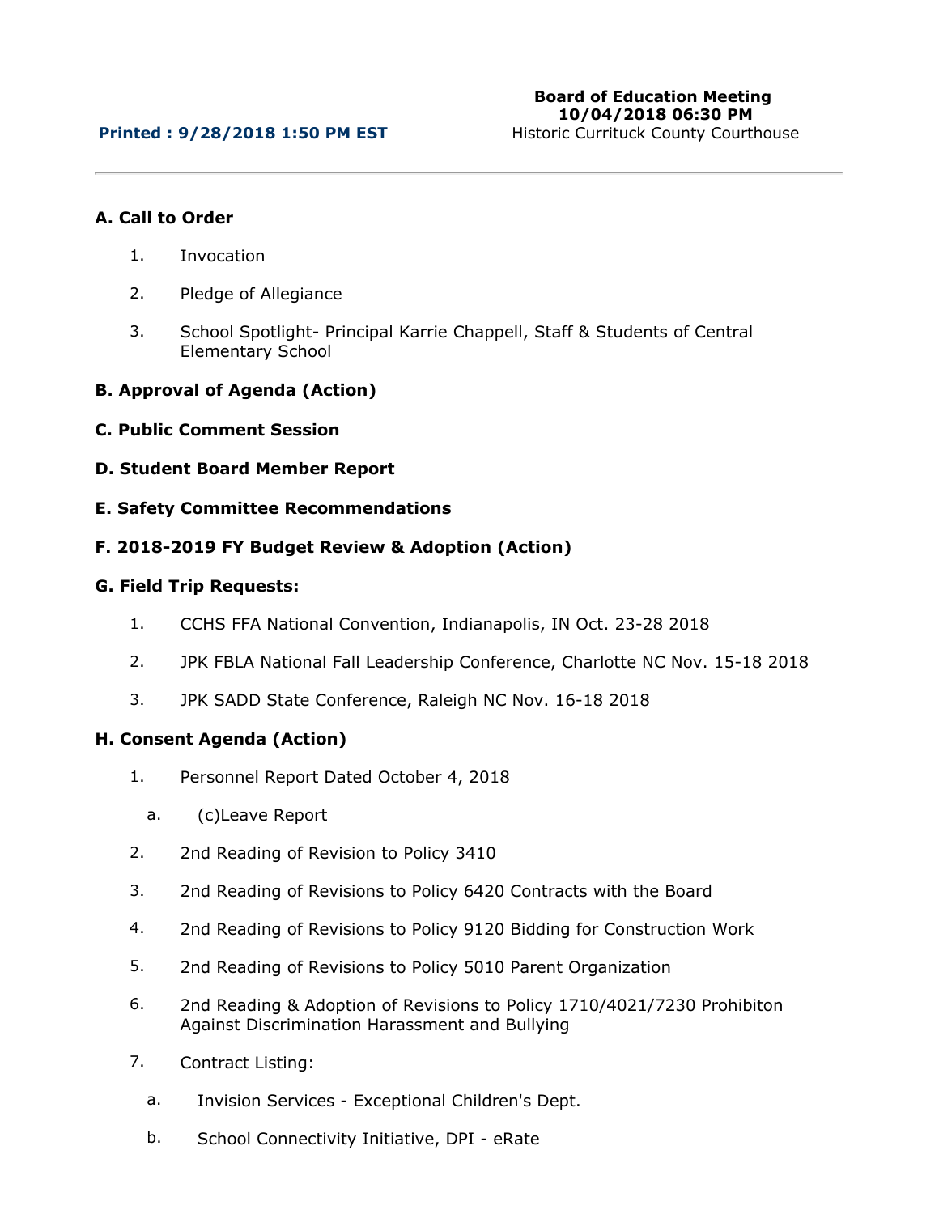**Board of Education Meeting**
**10/04/2018 06:30 PM**
Historic Currituck County Courthouse

**Printed : 9/28/2018 1:50 PM EST**

---

## A. Call to Order

1. Invocation
2. Pledge of Allegiance
3. School Spotlight- Principal Karrie Chappell, Staff & Students of Central Elementary School

## B. Approval of Agenda (Action)

## C. Public Comment Session

## D. Student Board Member Report

## E. Safety Committee Recommendations

## F. 2018-2019 FY Budget Review & Adoption (Action)

## G. Field Trip Requests:

1. CCHS FFA National Convention, Indianapolis, IN Oct. 23-28 2018
2. JPK FBLA National Fall Leadership Conference, Charlotte NC Nov. 15-18 2018
3. JPK SADD State Conference, Raleigh NC Nov. 16-18 2018

## H. Consent Agenda (Action)

1. Personnel Report Dated October 4, 2018
   a. (c)Leave Report
2. 2nd Reading of Revision to Policy 3410
3. 2nd Reading of Revisions to Policy 6420 Contracts with the Board
4. 2nd Reading of Revisions to Policy 9120 Bidding for Construction Work
5. 2nd Reading of Revisions to Policy 5010 Parent Organization
6. 2nd Reading & Adoption of Revisions to Policy 1710/4021/7230 Prohibiton Against Discrimination Harassment and Bullying
7. Contract Listing:
   a. Invision Services - Exceptional Children's Dept.
   b. School Connectivity Initiative, DPI - eRate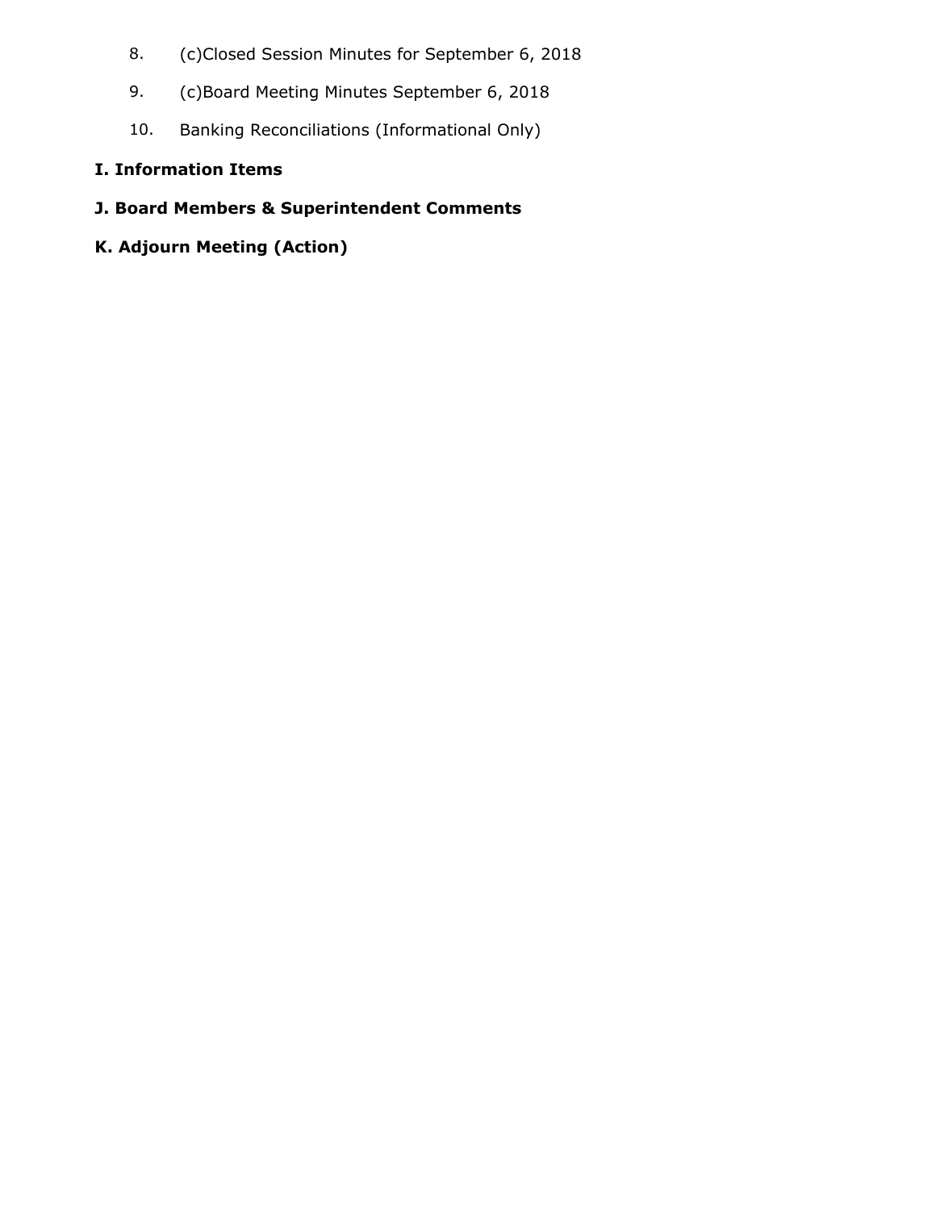8. (c)Closed Session Minutes for September 6, 2018

9. (c)Board Meeting Minutes September 6, 2018

10. Banking Reconciliations (Informational Only)

**I. Information Items**

**J. Board Members & Superintendent Comments**

**K. Adjourn Meeting (Action)**